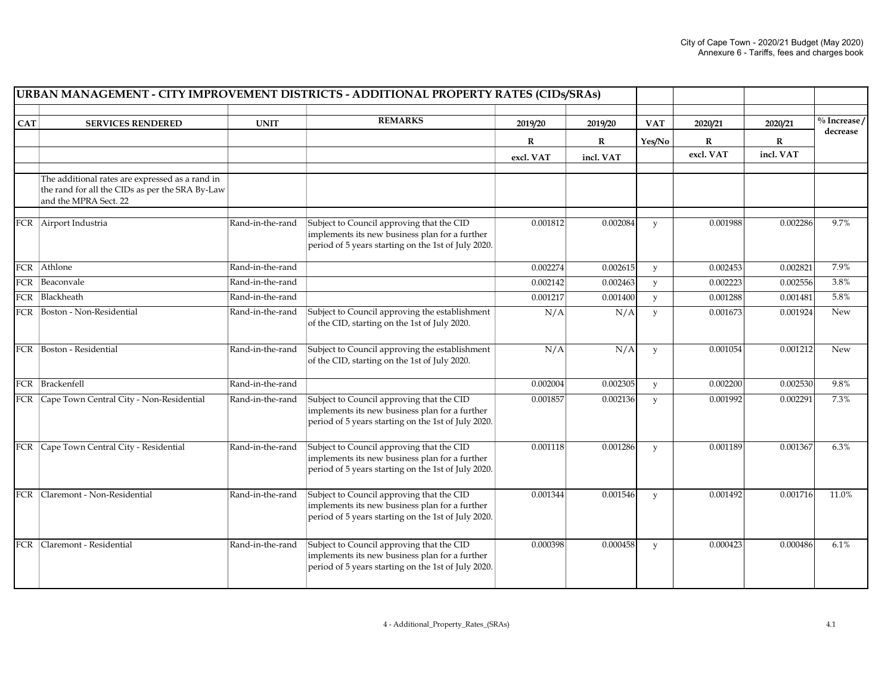## URBAN MANAGEMENT - CITY IMPROVEMENT DISTRICTS - ADDITIONAL PROPERTY RATES (CIDs/SRAs)

| CAT | SERVICES RENDERED | UNIT | REMARKS | 2019/20 | 2019/20 | VAT | 2020/21 | 2020/21 | % Increase / decrease |
|---|---|---|---|---|---|---|---|---|---|
| | | | | R | R | Yes/No | R | R | |
| | | | | excl. VAT | incl. VAT | | excl. VAT | incl. VAT | |
| | The additional rates are expressed as a rand in the rand for all the CIDs as per the SRA By-Law and the MPRA Sect. 22 | | | | | | | | |
| FCR | Airport Industria | Rand-in-the-rand | Subject to Council approving that the CID implements its new business plan for a further period of 5 years starting on the 1st of July 2020. | 0.001812 | 0.002084 | y | 0.001988 | 0.002286 | 9.7% |
| FCR | Athlone | Rand-in-the-rand | | 0.002274 | 0.002615 | y | 0.002453 | 0.002821 | 7.9% |
| FCR | Beaconvale | Rand-in-the-rand | | 0.002142 | 0.002463 | y | 0.002223 | 0.002556 | 3.8% |
| FCR | Blackheath | Rand-in-the-rand | | 0.001217 | 0.001400 | y | 0.001288 | 0.001481 | 5.8% |
| FCR | Boston - Non-Residential | Rand-in-the-rand | Subject to Council approving the establishment of the CID, starting on the 1st of July 2020. | N/A | N/A | y | 0.001673 | 0.001924 | New |
| FCR | Boston - Residential | Rand-in-the-rand | Subject to Council approving the establishment of the CID, starting on the 1st of July 2020. | N/A | N/A | y | 0.001054 | 0.001212 | New |
| FCR | Brackenfell | Rand-in-the-rand | | 0.002004 | 0.002305 | y | 0.002200 | 0.002530 | 9.8% |
| FCR | Cape Town Central City - Non-Residential | Rand-in-the-rand | Subject to Council approving that the CID implements its new business plan for a further period of 5 years starting on the 1st of July 2020. | 0.001857 | 0.002136 | y | 0.001992 | 0.002291 | 7.3% |
| FCR | Cape Town Central City - Residential | Rand-in-the-rand | Subject to Council approving that the CID implements its new business plan for a further period of 5 years starting on the 1st of July 2020. | 0.001118 | 0.001286 | y | 0.001189 | 0.001367 | 6.3% |
| FCR | Claremont - Non-Residential | Rand-in-the-rand | Subject to Council approving that the CID implements its new business plan for a further period of 5 years starting on the 1st of July 2020. | 0.001344 | 0.001546 | y | 0.001492 | 0.001716 | 11.0% |
| FCR | Claremont - Residential | Rand-in-the-rand | Subject to Council approving that the CID implements its new business plan for a further period of 5 years starting on the 1st of July 2020. | 0.000398 | 0.000458 | y | 0.000423 | 0.000486 | 6.1% |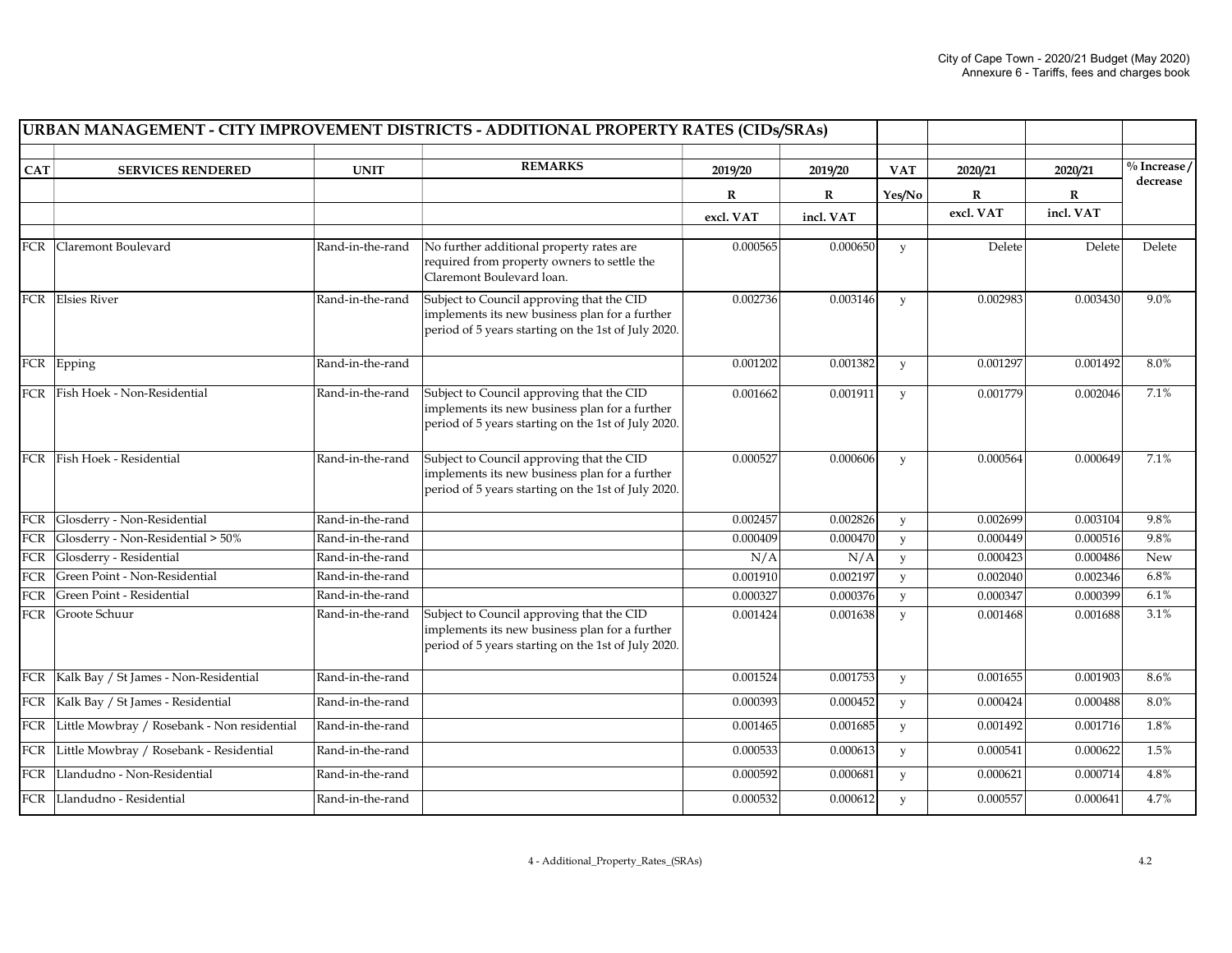## URBAN MANAGEMENT - CITY IMPROVEMENT DISTRICTS - ADDITIONAL PROPERTY RATES (CIDs/SRAs)

| CAT | SERVICES RENDERED | UNIT | REMARKS | 2019/20 | 2019/20 | VAT | 2020/21 | 2020/21 | % Increase / decrease |
|---|---|---|---|---|---|---|---|---|---|
| | | | | R | R | Yes/No | R | R | |
| | | | | excl. VAT | incl. VAT | | excl. VAT | incl. VAT | |
| FCR | Claremont Boulevard | Rand-in-the-rand | No further additional property rates are required from property owners to settle the Claremont Boulevard loan. | 0.000565 | 0.000650 | y | Delete | Delete | Delete |
| FCR | Elsies River | Rand-in-the-rand | Subject to Council approving that the CID implements its new business plan for a further period of 5 years starting on the 1st of July 2020. | 0.002736 | 0.003146 | y | 0.002983 | 0.003430 | 9.0% |
| FCR | Epping | Rand-in-the-rand | | 0.001202 | 0.001382 | y | 0.001297 | 0.001492 | 8.0% |
| FCR | Fish Hoek - Non-Residential | Rand-in-the-rand | Subject to Council approving that the CID implements its new business plan for a further period of 5 years starting on the 1st of July 2020. | 0.001662 | 0.001911 | y | 0.001779 | 0.002046 | 7.1% |
| FCR | Fish Hoek - Residential | Rand-in-the-rand | Subject to Council approving that the CID implements its new business plan for a further period of 5 years starting on the 1st of July 2020. | 0.000527 | 0.000606 | y | 0.000564 | 0.000649 | 7.1% |
| FCR | Glosderry - Non-Residential | Rand-in-the-rand | | 0.002457 | 0.002826 | y | 0.002699 | 0.003104 | 9.8% |
| FCR | Glosderry - Non-Residential > 50% | Rand-in-the-rand | | 0.000409 | 0.000470 | y | 0.000449 | 0.000516 | 9.8% |
| FCR | Glosderry - Residential | Rand-in-the-rand | | N/A | N/A | y | 0.000423 | 0.000486 | New |
| FCR | Green Point - Non-Residential | Rand-in-the-rand | | 0.001910 | 0.002197 | y | 0.002040 | 0.002346 | 6.8% |
| FCR | Green Point - Residential | Rand-in-the-rand | | 0.000327 | 0.000376 | y | 0.000347 | 0.000399 | 6.1% |
| FCR | Groote Schuur | Rand-in-the-rand | Subject to Council approving that the CID implements its new business plan for a further period of 5 years starting on the 1st of July 2020. | 0.001424 | 0.001638 | y | 0.001468 | 0.001688 | 3.1% |
| FCR | Kalk Bay / St James - Non-Residential | Rand-in-the-rand | | 0.001524 | 0.001753 | y | 0.001655 | 0.001903 | 8.6% |
| FCR | Kalk Bay / St James - Residential | Rand-in-the-rand | | 0.000393 | 0.000452 | y | 0.000424 | 0.000488 | 8.0% |
| FCR | Little Mowbray / Rosebank - Non residential | Rand-in-the-rand | | 0.001465 | 0.001685 | y | 0.001492 | 0.001716 | 1.8% |
| FCR | Little Mowbray / Rosebank - Residential | Rand-in-the-rand | | 0.000533 | 0.000613 | y | 0.000541 | 0.000622 | 1.5% |
| FCR | Llandudno - Non-Residential | Rand-in-the-rand | | 0.000592 | 0.000681 | y | 0.000621 | 0.000714 | 4.8% |
| FCR | Llandudno - Residential | Rand-in-the-rand | | 0.000532 | 0.000612 | y | 0.000557 | 0.000641 | 4.7% |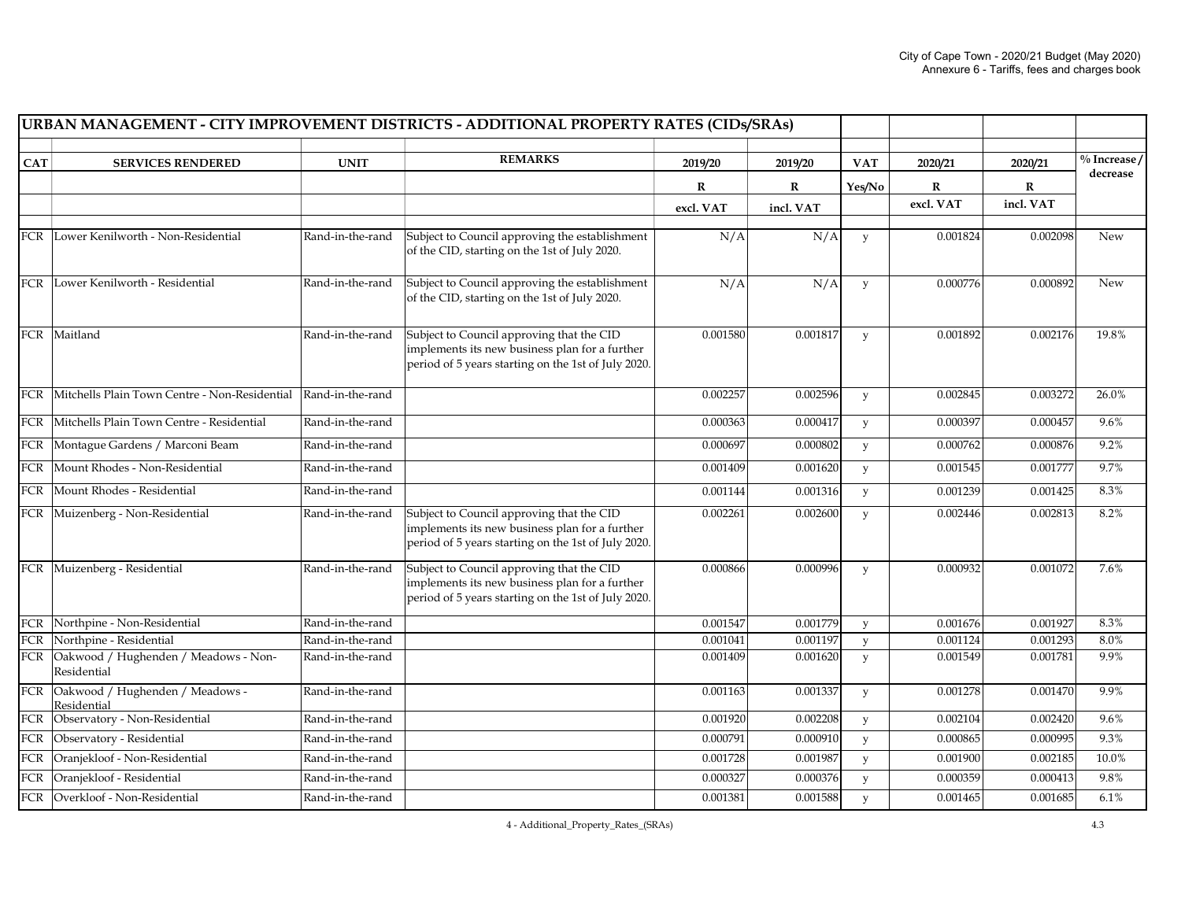## URBAN MANAGEMENT - CITY IMPROVEMENT DISTRICTS - ADDITIONAL PROPERTY RATES (CIDs/SRAs)

| CAT | SERVICES RENDERED | UNIT | REMARKS | 2019/20 | 2019/20 | VAT | 2020/21 | 2020/21 | % Increase / decrease |
|---|---|---|---|---|---|---|---|---|---|
| | | | | R | R | Yes/No | R | R | |
| | | | | excl. VAT | incl. VAT | | excl. VAT | incl. VAT | |
| FCR | Lower Kenilworth - Non-Residential | Rand-in-the-rand | Subject to Council approving the establishment of the CID, starting on the 1st of July 2020. | N/A | N/A | y | 0.001824 | 0.002098 | New |
| FCR | Lower Kenilworth - Residential | Rand-in-the-rand | Subject to Council approving the establishment of the CID, starting on the 1st of July 2020. | N/A | N/A | y | 0.000776 | 0.000892 | New |
| FCR | Maitland | Rand-in-the-rand | Subject to Council approving that the CID implements its new business plan for a further period of 5 years starting on the 1st of July 2020. | 0.001580 | 0.001817 | y | 0.001892 | 0.002176 | 19.8% |
| FCR | Mitchells Plain Town Centre - Non-Residential | Rand-in-the-rand | | 0.002257 | 0.002596 | y | 0.002845 | 0.003272 | 26.0% |
| FCR | Mitchells Plain Town Centre - Residential | Rand-in-the-rand | | 0.000363 | 0.000417 | y | 0.000397 | 0.000457 | 9.6% |
| FCR | Montague Gardens / Marconi Beam | Rand-in-the-rand | | 0.000697 | 0.000802 | y | 0.000762 | 0.000876 | 9.2% |
| FCR | Mount Rhodes - Non-Residential | Rand-in-the-rand | | 0.001409 | 0.001620 | y | 0.001545 | 0.001777 | 9.7% |
| FCR | Mount Rhodes - Residential | Rand-in-the-rand | | 0.001144 | 0.001316 | y | 0.001239 | 0.001425 | 8.3% |
| FCR | Muizenberg - Non-Residential | Rand-in-the-rand | Subject to Council approving that the CID implements its new business plan for a further period of 5 years starting on the 1st of July 2020. | 0.002261 | 0.002600 | y | 0.002446 | 0.002813 | 8.2% |
| FCR | Muizenberg - Residential | Rand-in-the-rand | Subject to Council approving that the CID implements its new business plan for a further period of 5 years starting on the 1st of July 2020. | 0.000866 | 0.000996 | y | 0.000932 | 0.001072 | 7.6% |
| FCR | Northpine - Non-Residential | Rand-in-the-rand | | 0.001547 | 0.001779 | y | 0.001676 | 0.001927 | 8.3% |
| FCR | Northpine - Residential | Rand-in-the-rand | | 0.001041 | 0.001197 | y | 0.001124 | 0.001293 | 8.0% |
| FCR | Oakwood / Hughenden / Meadows - Non-Residential | Rand-in-the-rand | | 0.001409 | 0.001620 | y | 0.001549 | 0.001781 | 9.9% |
| FCR | Oakwood / Hughenden / Meadows - Residential | Rand-in-the-rand | | 0.001163 | 0.001337 | y | 0.001278 | 0.001470 | 9.9% |
| FCR | Observatory - Non-Residential | Rand-in-the-rand | | 0.001920 | 0.002208 | y | 0.002104 | 0.002420 | 9.6% |
| FCR | Observatory - Residential | Rand-in-the-rand | | 0.000791 | 0.000910 | y | 0.000865 | 0.000995 | 9.3% |
| FCR | Oranjekloof - Non-Residential | Rand-in-the-rand | | 0.001728 | 0.001987 | y | 0.001900 | 0.002185 | 10.0% |
| FCR | Oranjekloof - Residential | Rand-in-the-rand | | 0.000327 | 0.000376 | y | 0.000359 | 0.000413 | 9.8% |
| FCR | Overkloof - Non-Residential | Rand-in-the-rand | | 0.001381 | 0.001588 | y | 0.001465 | 0.001685 | 6.1% |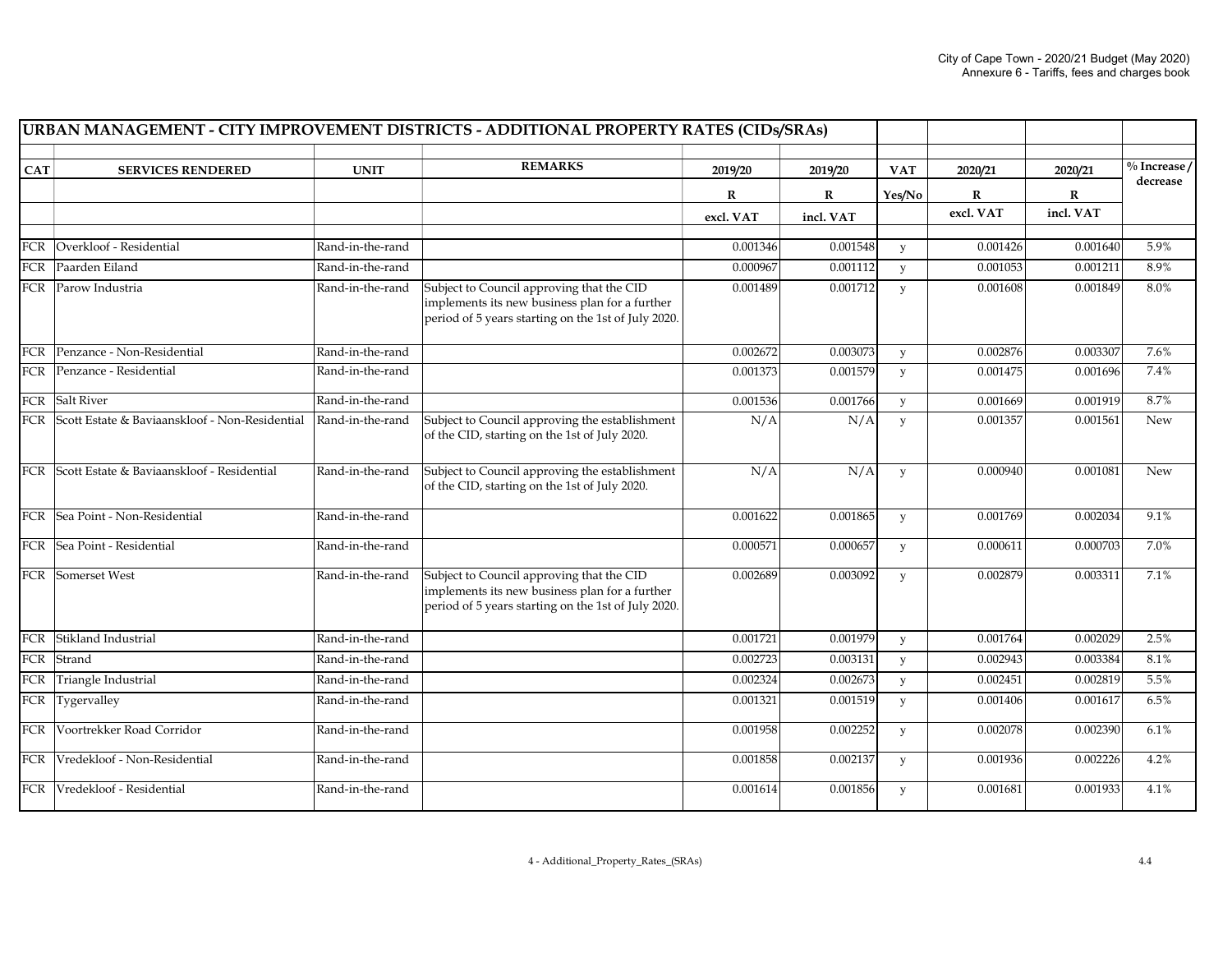## URBAN MANAGEMENT - CITY IMPROVEMENT DISTRICTS - ADDITIONAL PROPERTY RATES (CIDs/SRAs)

| CAT | SERVICES RENDERED | UNIT | REMARKS | 2019/20 | 2019/20 | VAT | 2020/21 | 2020/21 | % Increase / decrease |
|---|---|---|---|---|---|---|---|---|---|
| | | | | R | R | Yes/No | R | R | |
| | | | | excl. VAT | incl. VAT | | excl. VAT | incl. VAT | |
| FCR | Overkloof - Residential | Rand-in-the-rand | | 0.001346 | 0.001548 | y | 0.001426 | 0.001640 | 5.9% |
| FCR | Paarden Eiland | Rand-in-the-rand | | 0.000967 | 0.001112 | y | 0.001053 | 0.001211 | 8.9% |
| FCR | Parow Industria | Rand-in-the-rand | Subject to Council approving that the CID implements its new business plan for a further period of 5 years starting on the 1st of July 2020. | 0.001489 | 0.001712 | y | 0.001608 | 0.001849 | 8.0% |
| FCR | Penzance - Non-Residential | Rand-in-the-rand | | 0.002672 | 0.003073 | y | 0.002876 | 0.003307 | 7.6% |
| FCR | Penzance - Residential | Rand-in-the-rand | | 0.001373 | 0.001579 | y | 0.001475 | 0.001696 | 7.4% |
| FCR | Salt River | Rand-in-the-rand | | 0.001536 | 0.001766 | y | 0.001669 | 0.001919 | 8.7% |
| FCR | Scott Estate & Baviaanskloof - Non-Residential | Rand-in-the-rand | Subject to Council approving the establishment of the CID, starting on the 1st of July 2020. | N/A | N/A | y | 0.001357 | 0.001561 | New |
| FCR | Scott Estate & Baviaanskloof - Residential | Rand-in-the-rand | Subject to Council approving the establishment of the CID, starting on the 1st of July 2020. | N/A | N/A | y | 0.000940 | 0.001081 | New |
| FCR | Sea Point - Non-Residential | Rand-in-the-rand | | 0.001622 | 0.001865 | y | 0.001769 | 0.002034 | 9.1% |
| FCR | Sea Point - Residential | Rand-in-the-rand | | 0.000571 | 0.000657 | y | 0.000611 | 0.000703 | 7.0% |
| FCR | Somerset West | Rand-in-the-rand | Subject to Council approving that the CID implements its new business plan for a further period of 5 years starting on the 1st of July 2020. | 0.002689 | 0.003092 | y | 0.002879 | 0.003311 | 7.1% |
| FCR | Stikland Industrial | Rand-in-the-rand | | 0.001721 | 0.001979 | y | 0.001764 | 0.002029 | 2.5% |
| FCR | Strand | Rand-in-the-rand | | 0.002723 | 0.003131 | y | 0.002943 | 0.003384 | 8.1% |
| FCR | Triangle Industrial | Rand-in-the-rand | | 0.002324 | 0.002673 | y | 0.002451 | 0.002819 | 5.5% |
| FCR | Tygervalley | Rand-in-the-rand | | 0.001321 | 0.001519 | y | 0.001406 | 0.001617 | 6.5% |
| FCR | Voortrekker Road Corridor | Rand-in-the-rand | | 0.001958 | 0.002252 | y | 0.002078 | 0.002390 | 6.1% |
| FCR | Vredekloof - Non-Residential | Rand-in-the-rand | | 0.001858 | 0.002137 | y | 0.001936 | 0.002226 | 4.2% |
| FCR | Vredekloof - Residential | Rand-in-the-rand | | 0.001614 | 0.001856 | y | 0.001681 | 0.001933 | 4.1% |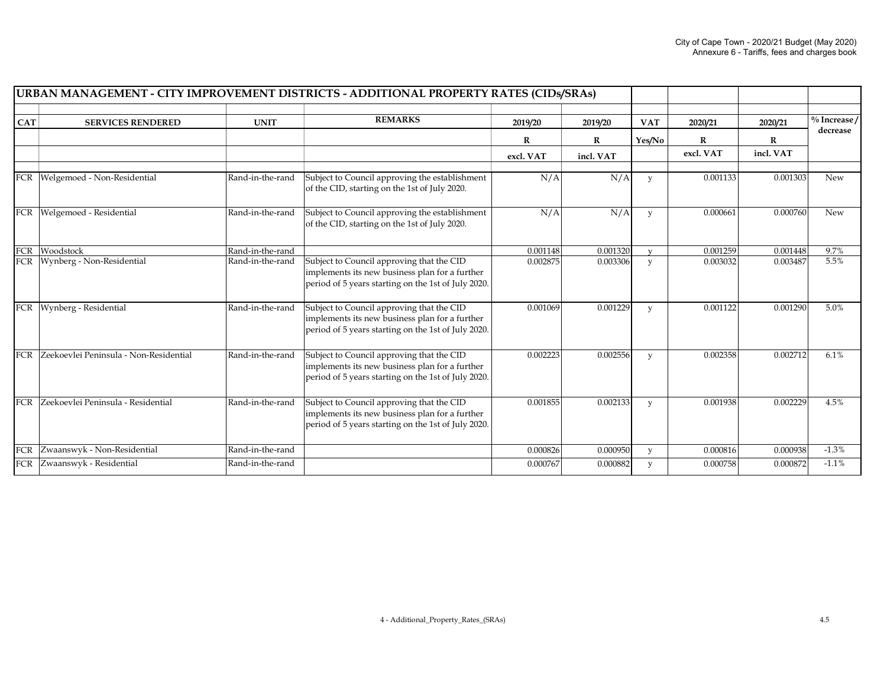## URBAN MANAGEMENT - CITY IMPROVEMENT DISTRICTS - ADDITIONAL PROPERTY RATES (CIDs/SRAs)

| CAT | SERVICES RENDERED | UNIT | REMARKS | 2019/20 | 2019/20 | VAT | 2020/21 | 2020/21 | % Increase / decrease |
|---|---|---|---|---|---|---|---|---|---|
| | | | | R | R | Yes/No | R | R | |
| | | | | excl. VAT | incl. VAT | | excl. VAT | incl. VAT | |
| FCR | Welgemoed - Non-Residential | Rand-in-the-rand | Subject to Council approving the establishment of the CID, starting on the 1st of July 2020. | N/A | N/A | y | 0.001133 | 0.001303 | New |
| FCR | Welgemoed - Residential | Rand-in-the-rand | Subject to Council approving the establishment of the CID, starting on the 1st of July 2020. | N/A | N/A | y | 0.000661 | 0.000760 | New |
| FCR | Woodstock | Rand-in-the-rand | | 0.001148 | 0.001320 | y | 0.001259 | 0.001448 | 9.7% |
| FCR | Wynberg - Non-Residential | Rand-in-the-rand | Subject to Council approving that the CID implements its new business plan for a further period of 5 years starting on the 1st of July 2020. | 0.002875 | 0.003306 | y | 0.003032 | 0.003487 | 5.5% |
| FCR | Wynberg - Residential | Rand-in-the-rand | Subject to Council approving that the CID implements its new business plan for a further period of 5 years starting on the 1st of July 2020. | 0.001069 | 0.001229 | y | 0.001122 | 0.001290 | 5.0% |
| FCR | Zeekoevlei Peninsula - Non-Residential | Rand-in-the-rand | Subject to Council approving that the CID implements its new business plan for a further period of 5 years starting on the 1st of July 2020. | 0.002223 | 0.002556 | y | 0.002358 | 0.002712 | 6.1% |
| FCR | Zeekoevlei Peninsula - Residential | Rand-in-the-rand | Subject to Council approving that the CID implements its new business plan for a further period of 5 years starting on the 1st of July 2020. | 0.001855 | 0.002133 | y | 0.001938 | 0.002229 | 4.5% |
| FCR | Zwaanswyk - Non-Residential | Rand-in-the-rand | | 0.000826 | 0.000950 | y | 0.000816 | 0.000938 | -1.3% |
| FCR | Zwaanswyk - Residential | Rand-in-the-rand | | 0.000767 | 0.000882 | y | 0.000758 | 0.000872 | -1.1% |